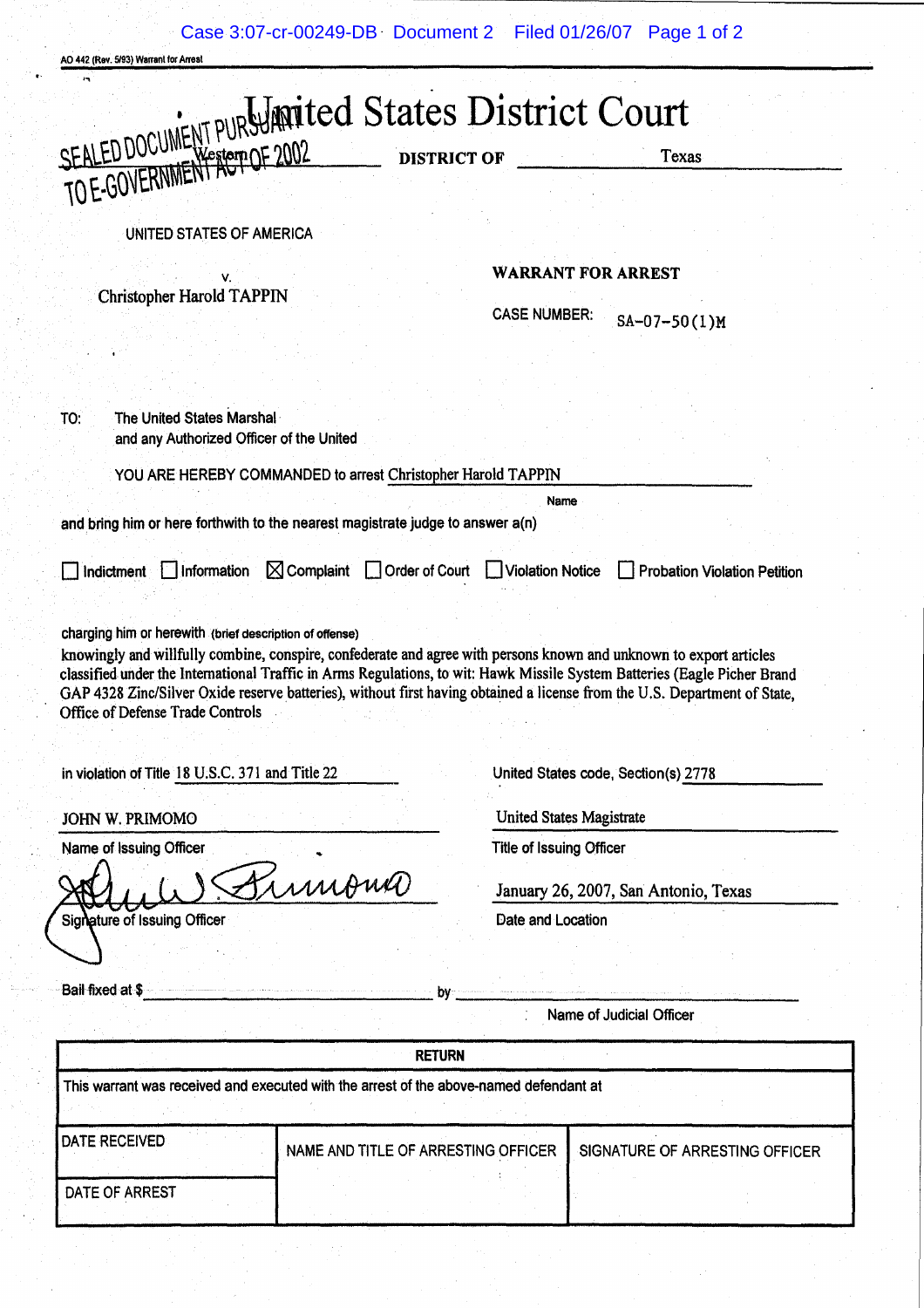AO 442 (Rev. 5/93) Warrant for Arrest

SEALED DOCUMENT PURSUANT TO E-GOVERNMENT ACT OF 2002

# United States District Court

Western DISTRICT OF Texas

UNITED STATES OF AMERICA

v.

Christopher Harold TAPPIN

**WARRANT FOR ARREST**

CASE NUMBER: SA-07-50(1)M

TO: The United States Marshal
and any Authorized Officer of the United

YOU ARE HEREBY COMMANDED to arrest Christopher Harold TAPPIN
Name

and bring him or here forthwith to the nearest magistrate judge to answer a(n)

☐ Indictment ☐ Information ☒ Complaint ☐ Order of Court ☐ Violation Notice ☐ Probation Violation Petition

charging him or herewith (brief description of offense)

knowingly and willfully combine, conspire, confederate and agree with persons known and unknown to export articles classified under the International Traffic in Arms Regulations, to wit: Hawk Missile System Batteries (Eagle Picher Brand GAP 4328 Zinc/Silver Oxide reserve batteries), without first having obtained a license from the U.S. Department of State, Office of Defense Trade Controls

in violation of Title 18 U.S.C. 371 and Title 22 United States code, Section(s) 2778

JOHN W. PRIMOMO
Name of Issuing Officer

United States Magistrate
Title of Issuing Officer

[Signature]
Signature of Issuing Officer

January 26, 2007, San Antonio, Texas
Date and Location

Bail fixed at $ ______________________ by ______________________
Name of Judicial Officer

| RETURN | | |
|---|---|---|
| This warrant was received and executed with the arrest of the above-named defendant at | | |
| DATE RECEIVED | NAME AND TITLE OF ARRESTING OFFICER | SIGNATURE OF ARRESTING OFFICER |
| DATE OF ARREST | | |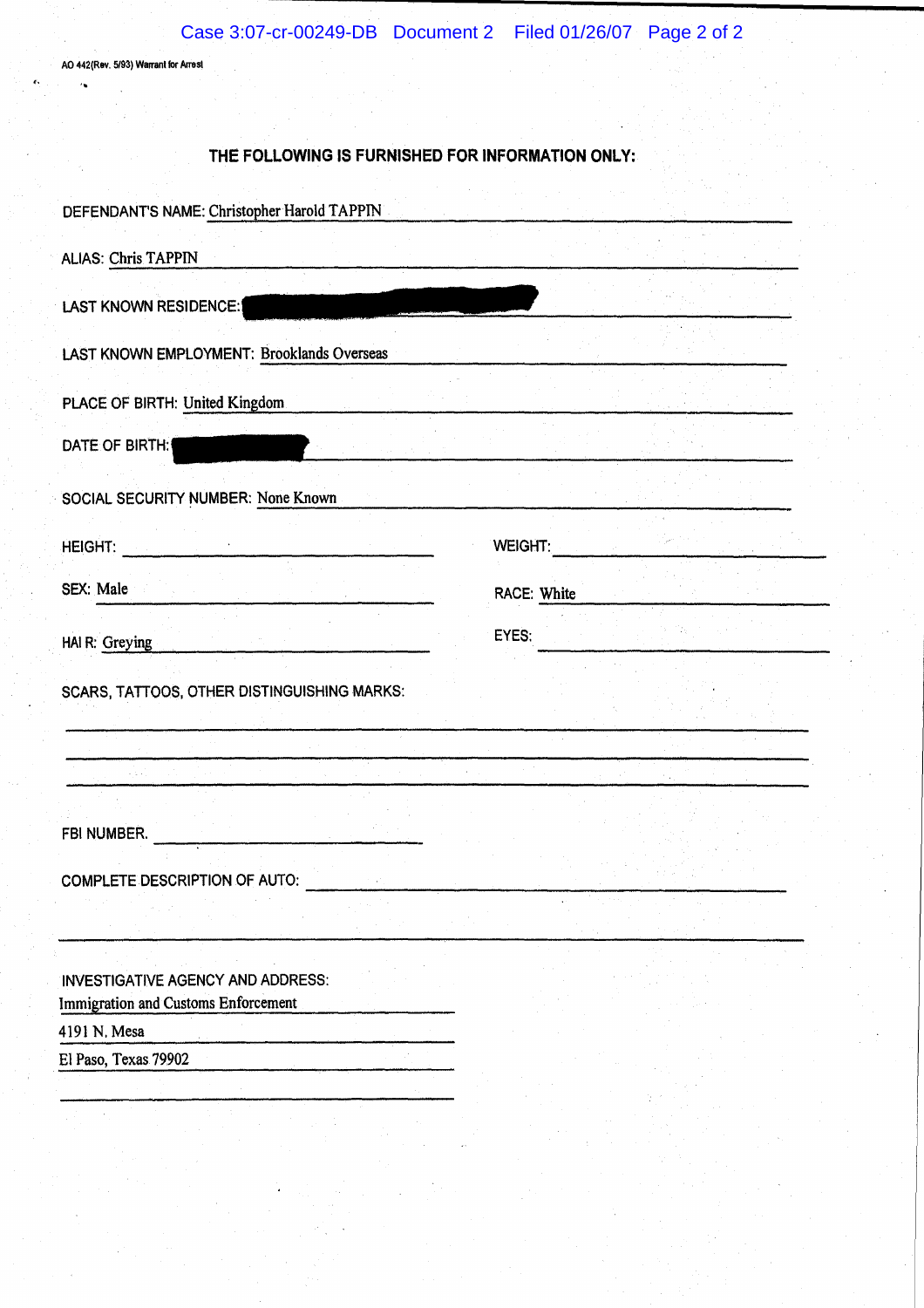AO 442(Rev. 5/93) Warrant for Arrest

**THE FOLLOWING IS FURNISHED FOR INFORMATION ONLY:**

DEFENDANT'S NAME: Christopher Harold TAPPIN

ALIAS: Chris TAPPIN

LAST KNOWN RESIDENCE: [REDACTED]

LAST KNOWN EMPLOYMENT: Brooklands Overseas

PLACE OF BIRTH: United Kingdom

DATE OF BIRTH: [REDACTED]

SOCIAL SECURITY NUMBER: None Known

HEIGHT: ______________________ WEIGHT: ______________________

SEX: Male RACE: White

HAIR: Greying EYES: ______________________

SCARS, TATTOOS, OTHER DISTINGUISHING MARKS:

FBI NUMBER. ______________________

COMPLETE DESCRIPTION OF AUTO: ______________________

INVESTIGATIVE AGENCY AND ADDRESS:

Immigration and Customs Enforcement
4191 N. Mesa
El Paso, Texas 79902